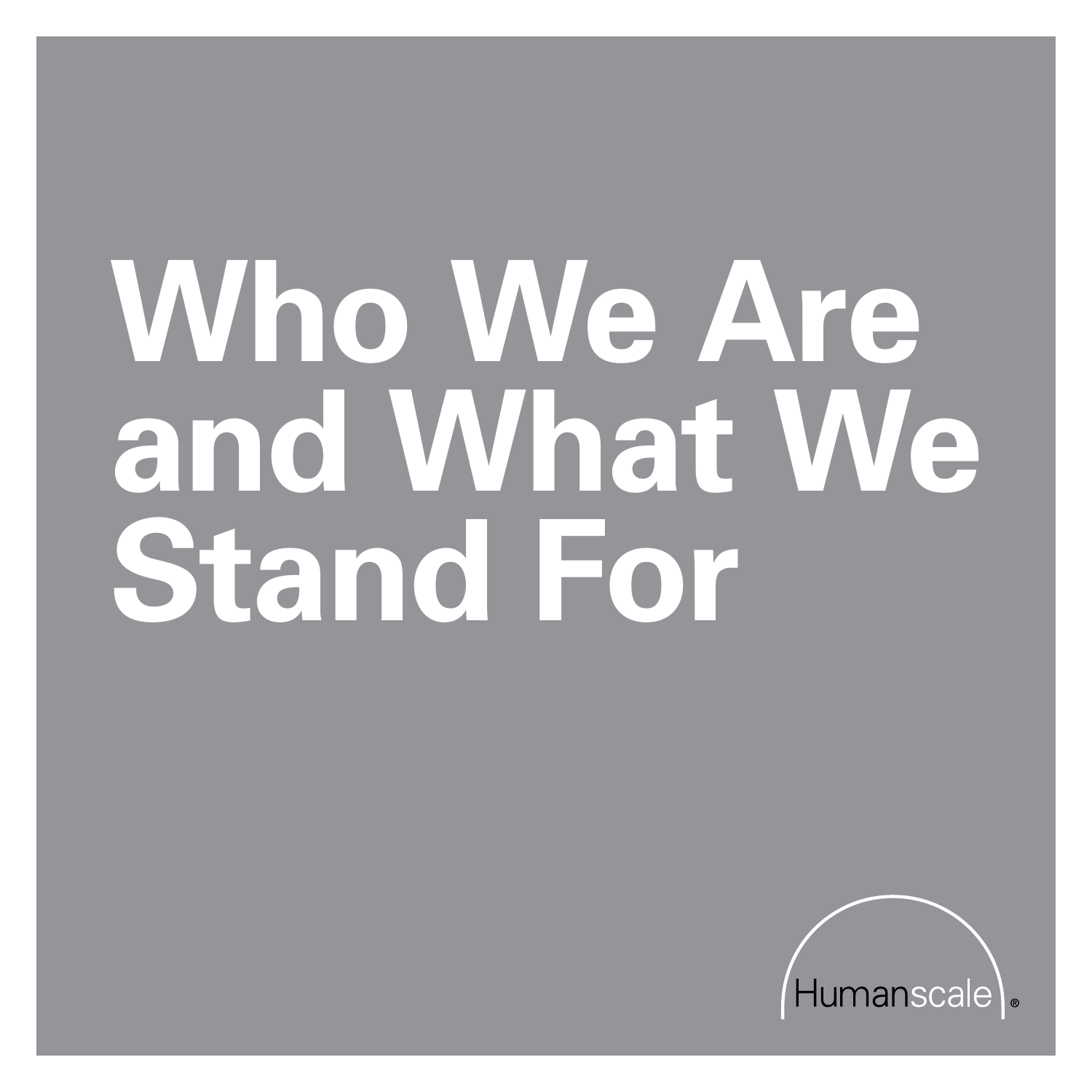# Who We Are and What We Stand For

Humanscale®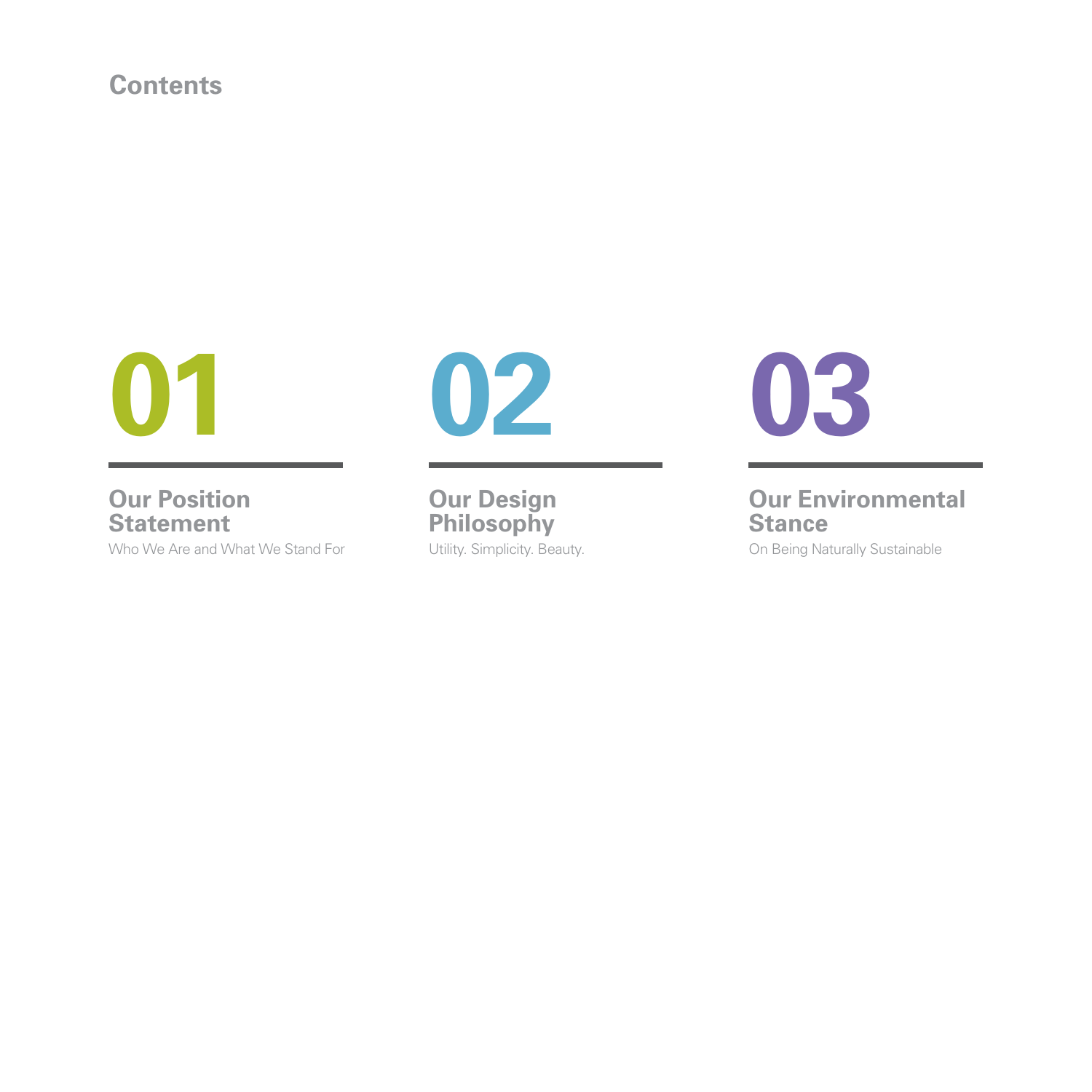# Contents

## 01

### Our Position Statement

Who We Are and What We Stand For

## 02

### Our Design Philosophy

Utility. Simplicity. Beauty.

## 03

### Our Environmental Stance

On Being Naturally Sustainable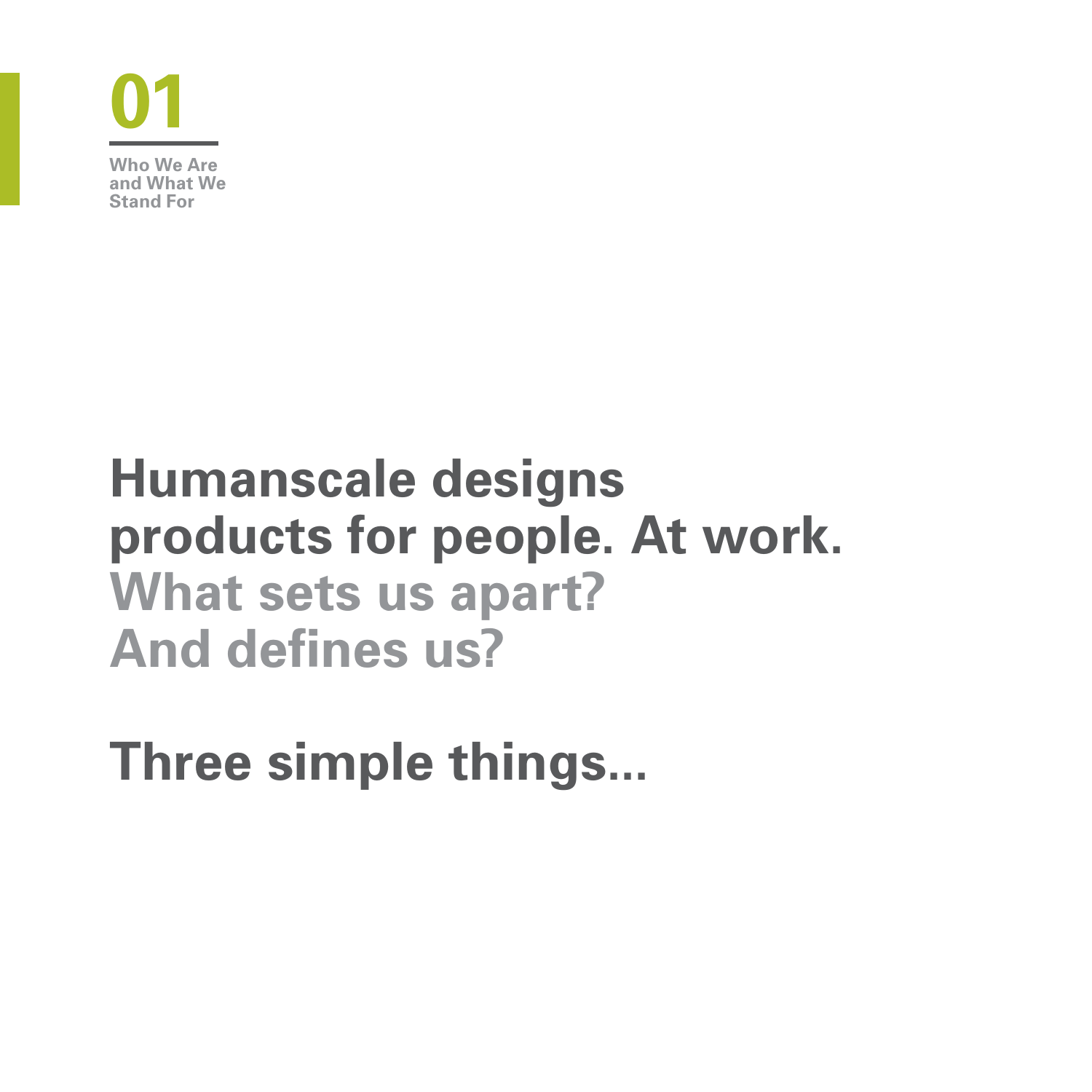# 01

**Who We Are and What We Stand For**

## Humanscale designs products for people. At work.

## What sets us apart? And defines us?

## Three simple things...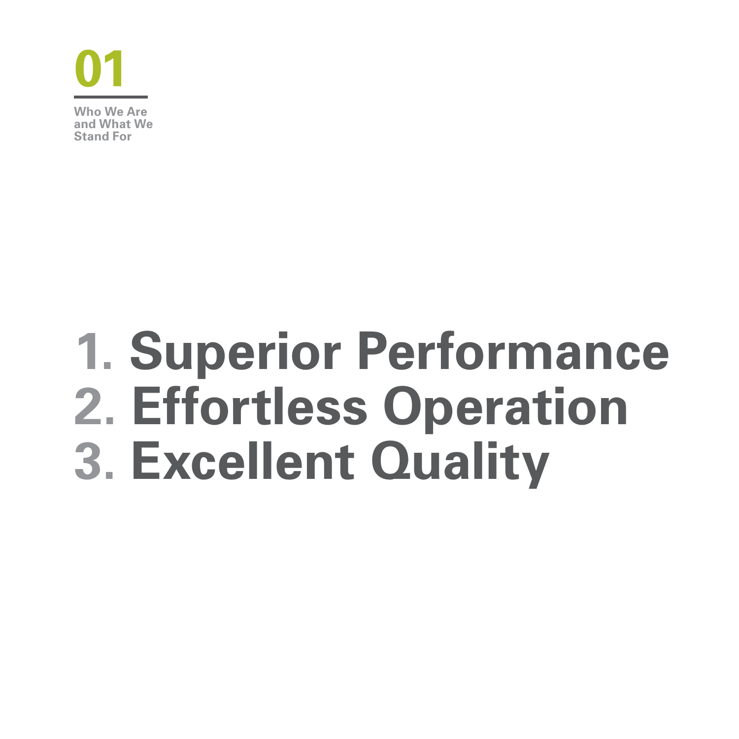# 01

**Who We Are and What We Stand For**

1. **Superior Performance**
2. **Effortless Operation**
3. **Excellent Quality**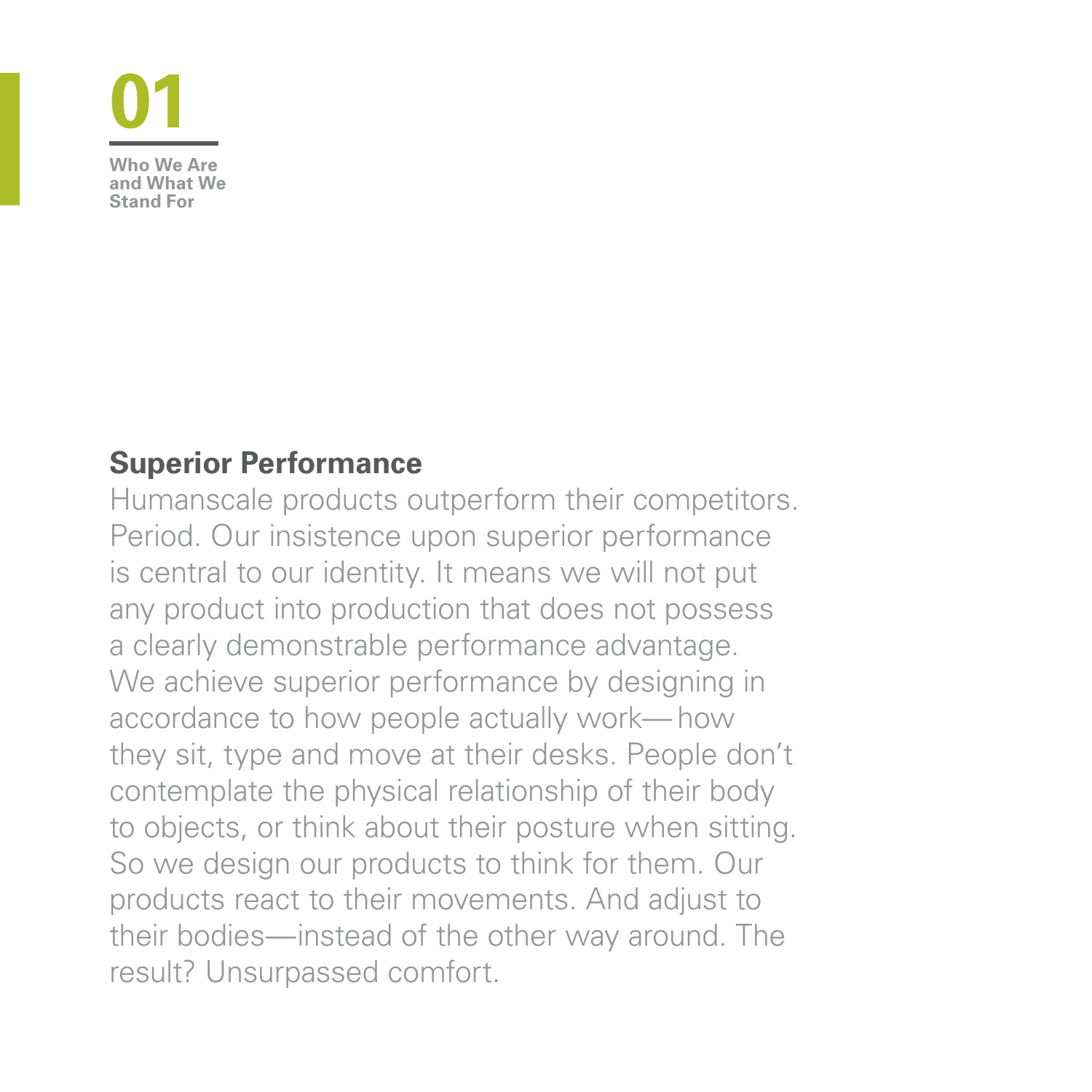# 01

**Who We Are and What We Stand For**

## Superior Performance

Humanscale products outperform their competitors. Period. Our insistence upon superior performance is central to our identity. It means we will not put any product into production that does not possess a clearly demonstrable performance advantage. We achieve superior performance by designing in accordance to how people actually work—how they sit, type and move at their desks. People don't contemplate the physical relationship of their body to objects, or think about their posture when sitting. So we design our products to think for them. Our products react to their movements. And adjust to their bodies—instead of the other way around. The result? Unsurpassed comfort.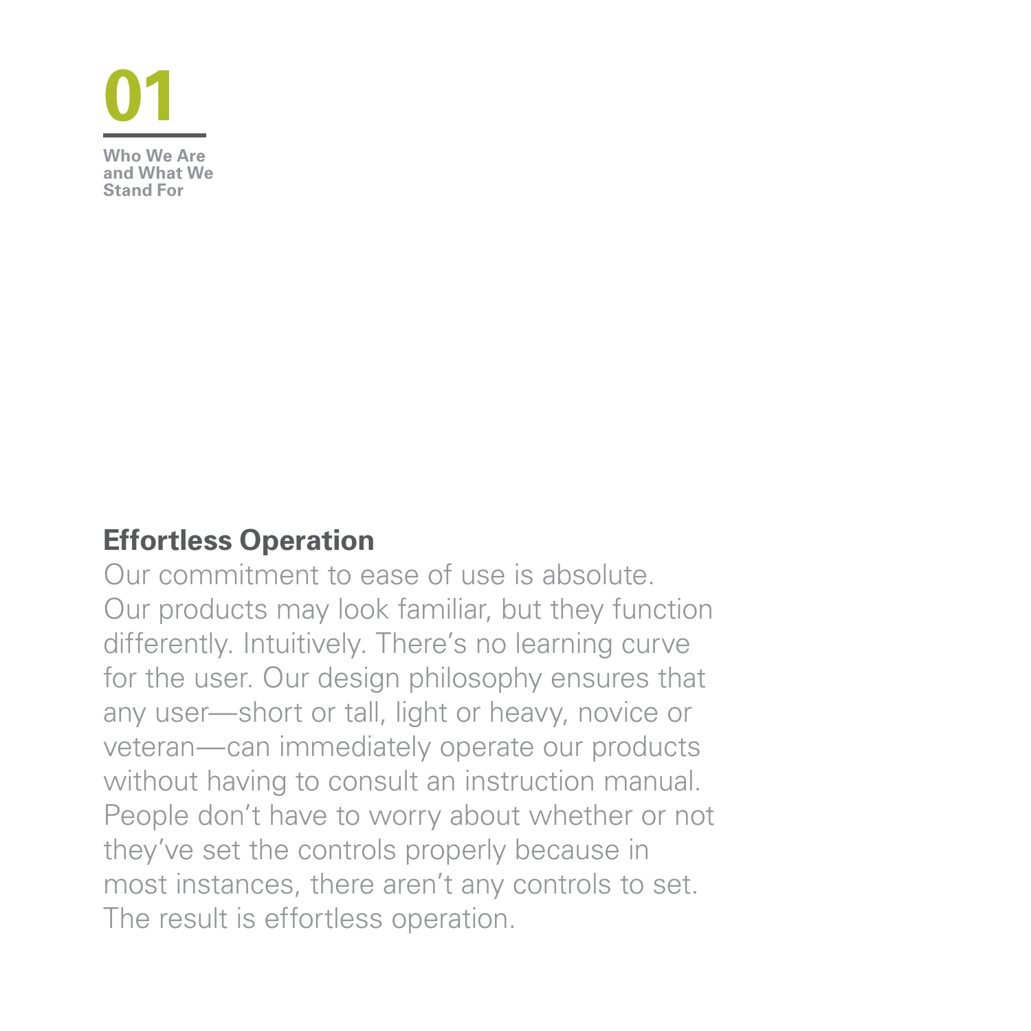**01**

**Who We Are and What We Stand For**

## Effortless Operation

Our commitment to ease of use is absolute. Our products may look familiar, but they function differently. Intuitively. There's no learning curve for the user. Our design philosophy ensures that any user—short or tall, light or heavy, novice or veteran—can immediately operate our products without having to consult an instruction manual. People don't have to worry about whether or not they've set the controls properly because in most instances, there aren't any controls to set. The result is effortless operation.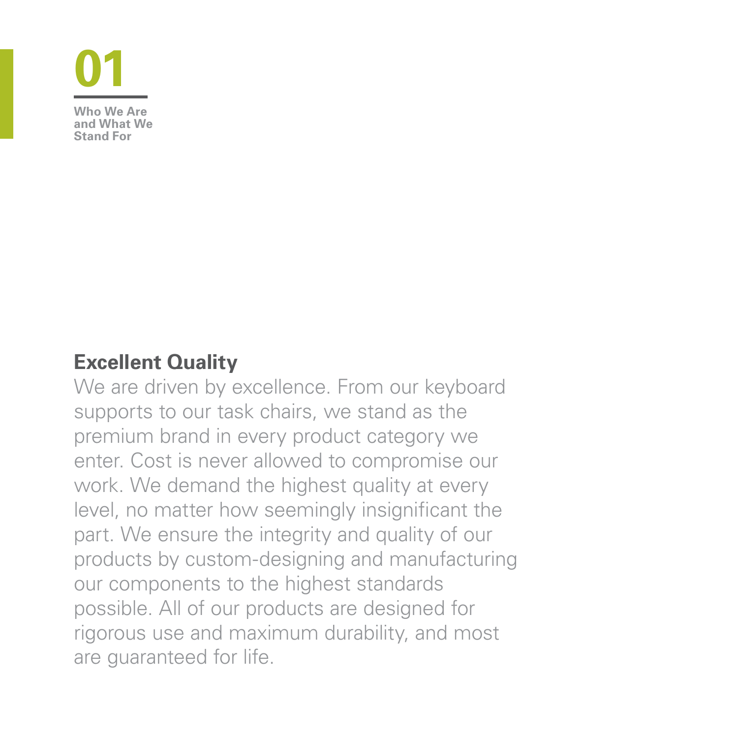**01**

**Who We Are and What We Stand For**

## Excellent Quality

We are driven by excellence. From our keyboard supports to our task chairs, we stand as the premium brand in every product category we enter. Cost is never allowed to compromise our work. We demand the highest quality at every level, no matter how seemingly insignificant the part. We ensure the integrity and quality of our products by custom-designing and manufacturing our components to the highest standards possible. All of our products are designed for rigorous use and maximum durability, and most are guaranteed for life.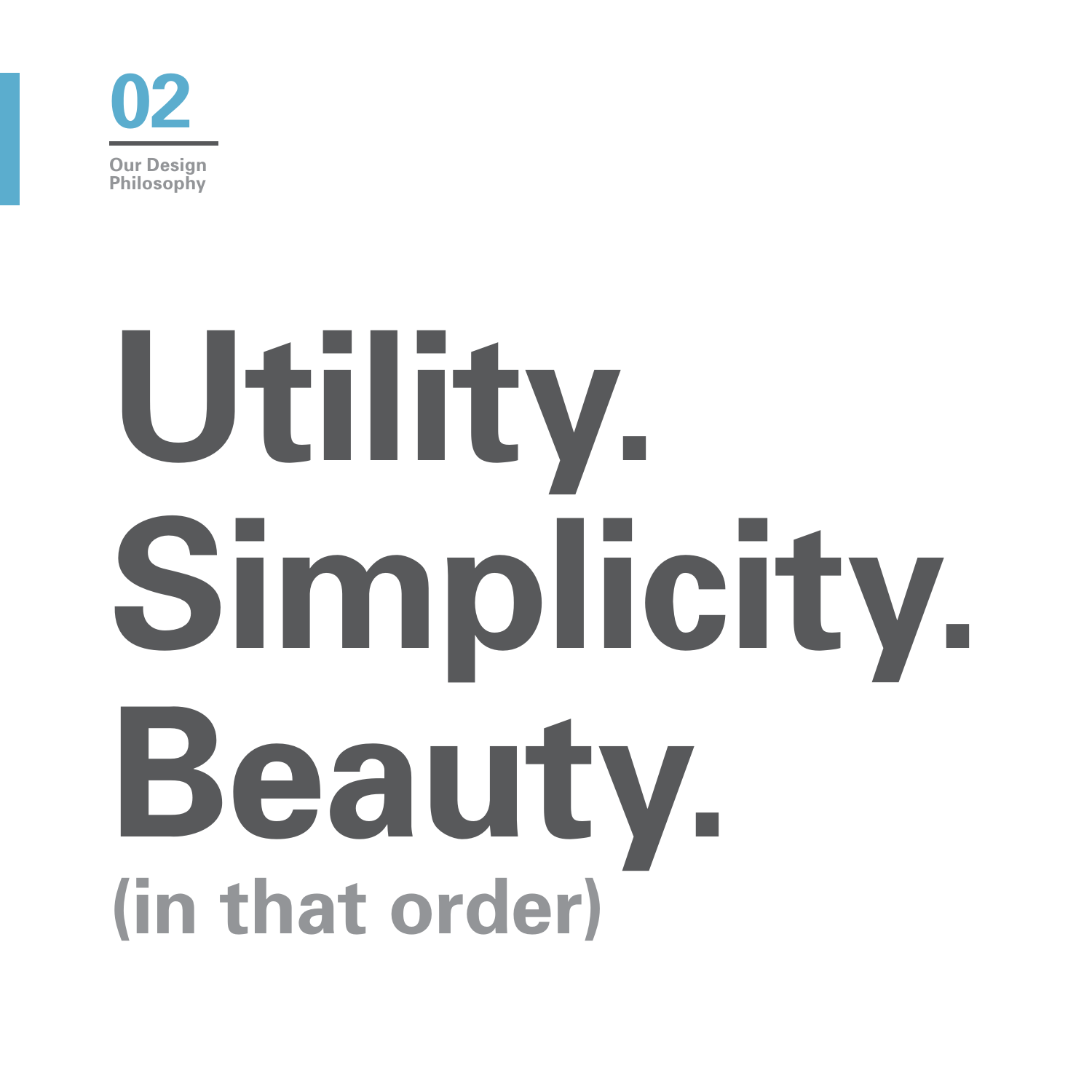**02**

**Our Design Philosophy**

# Utility.
# Simplicity.
# Beauty.

**(in that order)**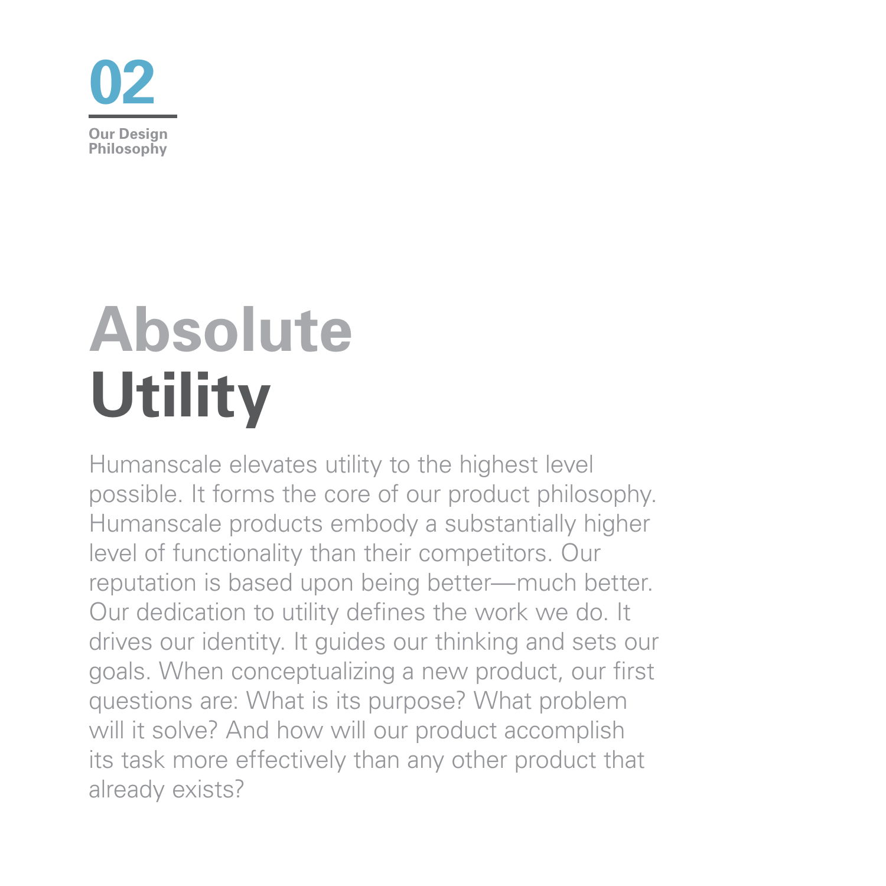02

Our Design Philosophy

# Absolute Utility

Humanscale elevates utility to the highest level possible. It forms the core of our product philosophy. Humanscale products embody a substantially higher level of functionality than their competitors. Our reputation is based upon being better—much better. Our dedication to utility defines the work we do. It drives our identity. It guides our thinking and sets our goals. When conceptualizing a new product, our first questions are: What is its purpose? What problem will it solve? And how will our product accomplish its task more effectively than any other product that already exists?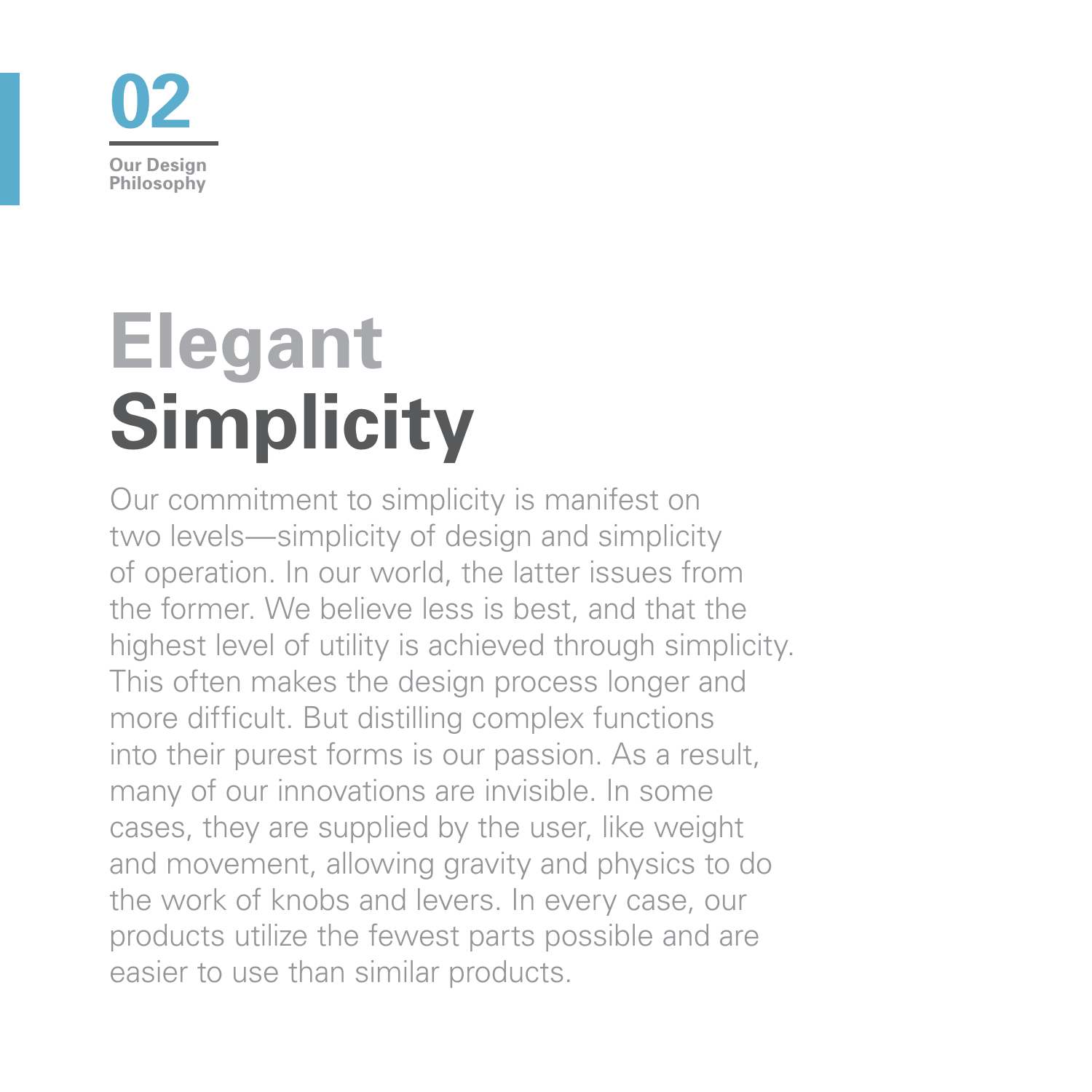## 02

Our Design Philosophy

# Elegant Simplicity

Our commitment to simplicity is manifest on two levels—simplicity of design and simplicity of operation. In our world, the latter issues from the former. We believe less is best, and that the highest level of utility is achieved through simplicity. This often makes the design process longer and more difficult. But distilling complex functions into their purest forms is our passion. As a result, many of our innovations are invisible. In some cases, they are supplied by the user, like weight and movement, allowing gravity and physics to do the work of knobs and levers. In every case, our products utilize the fewest parts possible and are easier to use than similar products.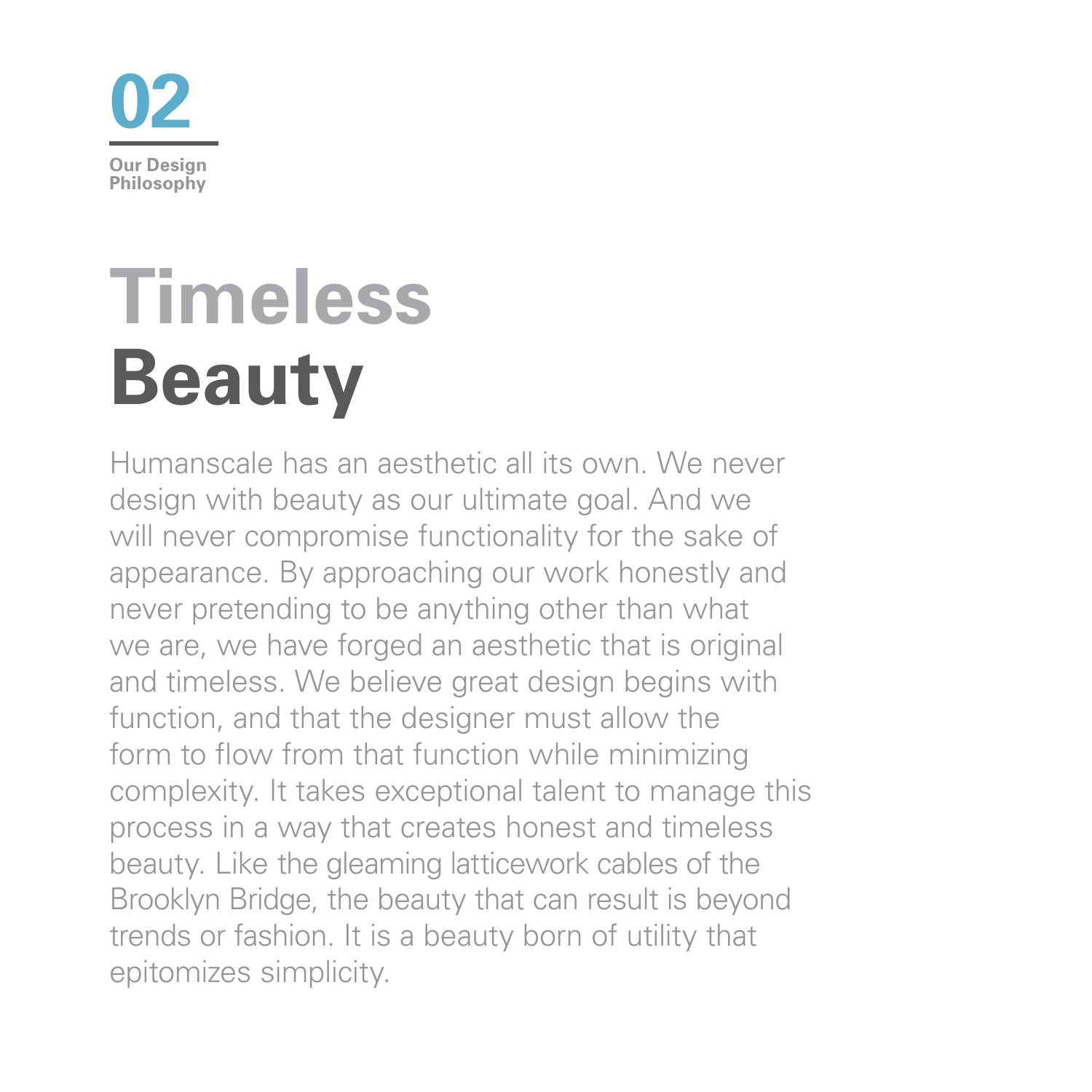**02**

**Our Design Philosophy**

# Timeless Beauty

Humanscale has an aesthetic all its own. We never design with beauty as our ultimate goal. And we will never compromise functionality for the sake of appearance. By approaching our work honestly and never pretending to be anything other than what we are, we have forged an aesthetic that is original and timeless. We believe great design begins with function, and that the designer must allow the form to flow from that function while minimizing complexity. It takes exceptional talent to manage this process in a way that creates honest and timeless beauty. Like the gleaming latticework cables of the Brooklyn Bridge, the beauty that can result is beyond trends or fashion. It is a beauty born of utility that epitomizes simplicity.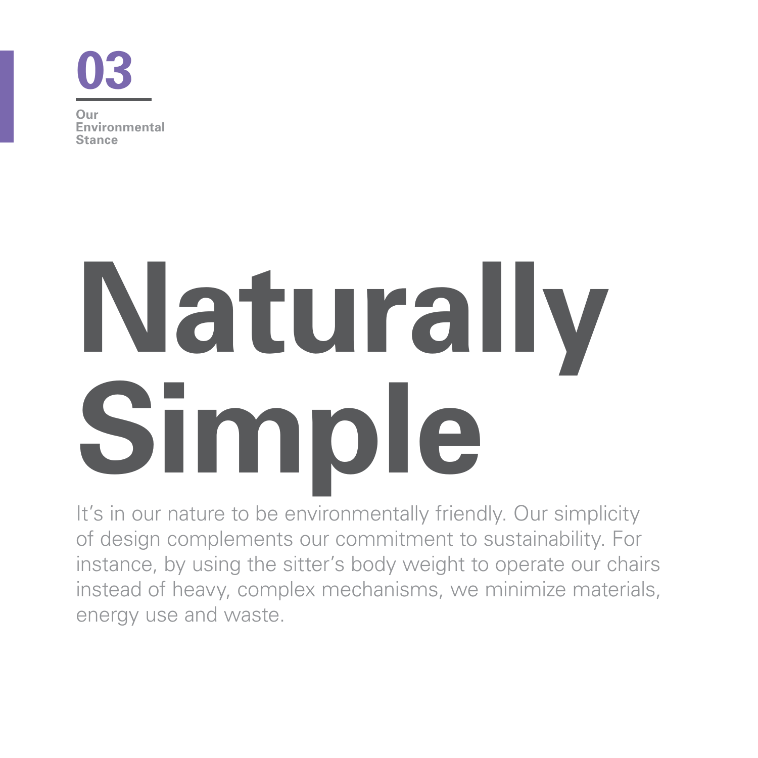**03**

**Our Environmental Stance**

# Naturally Simple

It's in our nature to be environmentally friendly. Our simplicity of design complements our commitment to sustainability. For instance, by using the sitter's body weight to operate our chairs instead of heavy, complex mechanisms, we minimize materials, energy use and waste.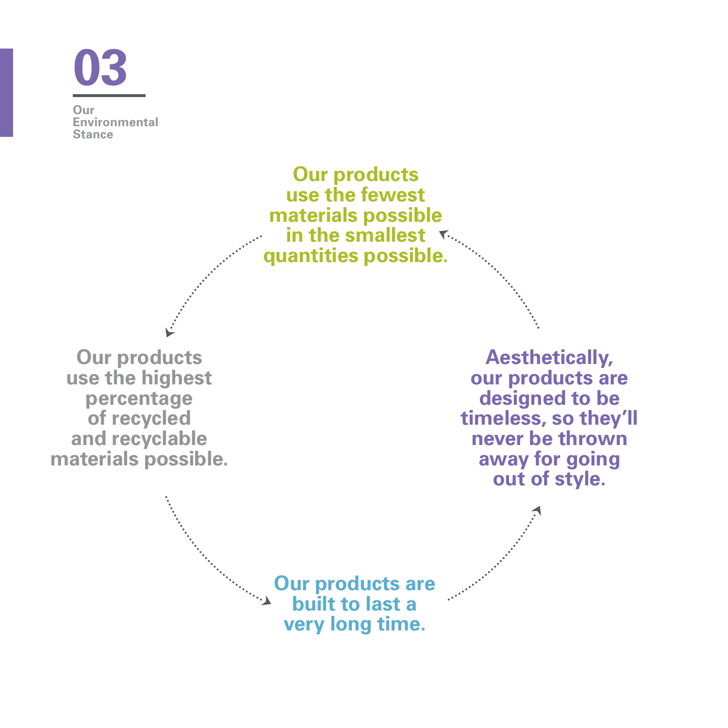# 03

Our Environmental Stance

**Our products use the fewest materials possible in the smallest quantities possible.**

**Our products use the highest percentage of recycled and recyclable materials possible.**

**Our products are built to last a very long time.**

**Aesthetically, our products are designed to be timeless, so they'll never be thrown away for going out of style.**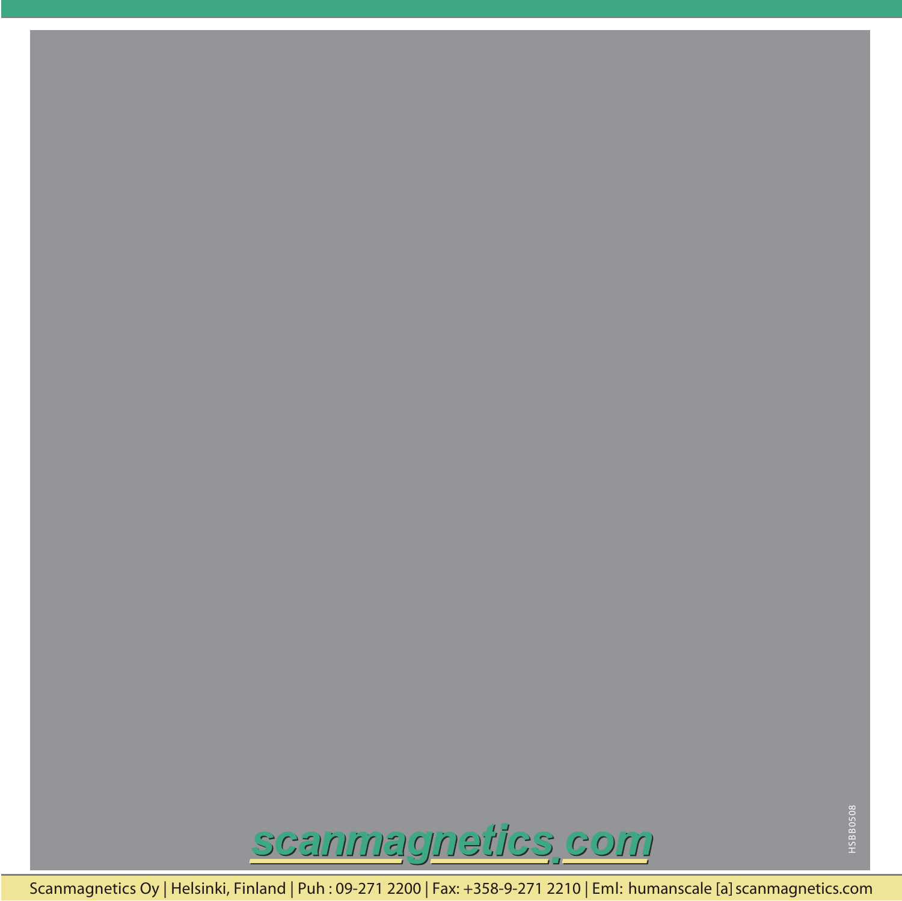scanmagnetics.com

HSBB0508

Scanmagnetics Oy | Helsinki, Finland | Puh : 09-271 2200 | Fax: +358-9-271 2210 | Eml: humanscale [a] scanmagnetics.com